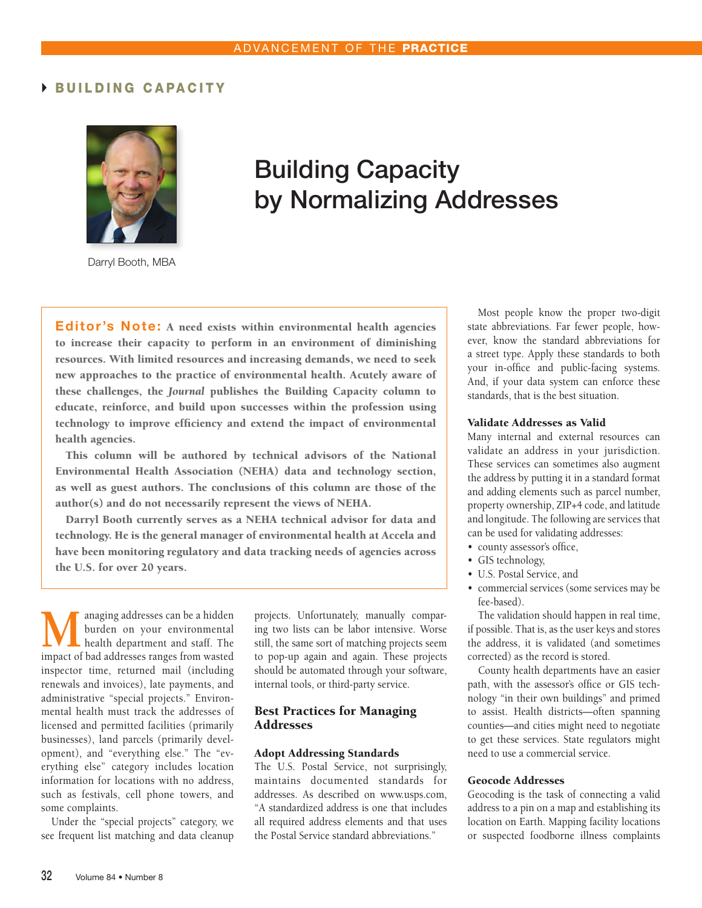ADVANCEMENT OF THE **PRACTICE**

**BUILDING CAPACITY**

Darryl Booth, MBA

# Building Capacity by Normalizing Addresses

**Editor's Note: A need exists within environmental health agencies to increase their capacity to perform in an environment of diminishing resources. With limited resources and increasing demands, we need to seek new approaches to the practice of environmental health. Acutely aware of these challenges, the *Journal* publishes the Building Capacity column to educate, reinforce, and build upon successes within the profession using technology to improve efficiency and extend the impact of environmental health agencies.**

**This column will be authored by technical advisors of the National Environmental Health Association (NEHA) data and technology section, as well as guest authors. The conclusions of this column are those of the author(s) and do not necessarily represent the views of NEHA.**

**Darryl Booth currently serves as a NEHA technical advisor for data and technology. He is the general manager of environmental health at Accela and have been monitoring regulatory and data tracking needs of agencies across the U.S. for over 20 years.**

Managing addresses can be a hidden burden on your environmental health department and staff. The impact of bad addresses ranges from wasted inspector time, returned mail (including renewals and invoices), late payments, and administrative "special projects." Environmental health must track the addresses of licensed and permitted facilities (primarily businesses), land parcels (primarily development), and "everything else." The "everything else" category includes location information for locations with no address, such as festivals, cell phone towers, and some complaints.

Under the "special projects" category, we see frequent list matching and data cleanup projects. Unfortunately, manually comparing two lists can be labor intensive. Worse still, the same sort of matching projects seem to pop-up again and again. These projects should be automated through your software, internal tools, or third-party service.

## Best Practices for Managing Addresses

### Adopt Addressing Standards

The U.S. Postal Service, not surprisingly, maintains documented standards for addresses. As described on www.usps.com, "A standardized address is one that includes all required address elements and that uses the Postal Service standard abbreviations."

Most people know the proper two-digit state abbreviations. Far fewer people, however, know the standard abbreviations for a street type. Apply these standards to both your in-office and public-facing systems. And, if your data system can enforce these standards, that is the best situation.

### Validate Addresses as Valid

Many internal and external resources can validate an address in your jurisdiction. These services can sometimes also augment the address by putting it in a standard format and adding elements such as parcel number, property ownership, ZIP+4 code, and latitude and longitude. The following are services that can be used for validating addresses:

- county assessor's office,
- GIS technology,
- U.S. Postal Service, and
- commercial services (some services may be fee-based).

The validation should happen in real time, if possible. That is, as the user keys and stores the address, it is validated (and sometimes corrected) as the record is stored.

County health departments have an easier path, with the assessor's office or GIS technology "in their own buildings" and primed to assist. Health districts—often spanning counties—and cities might need to negotiate to get these services. State regulators might need to use a commercial service.

### Geocode Addresses

Geocoding is the task of connecting a valid address to a pin on a map and establishing its location on Earth. Mapping facility locations or suspected foodborne illness complaints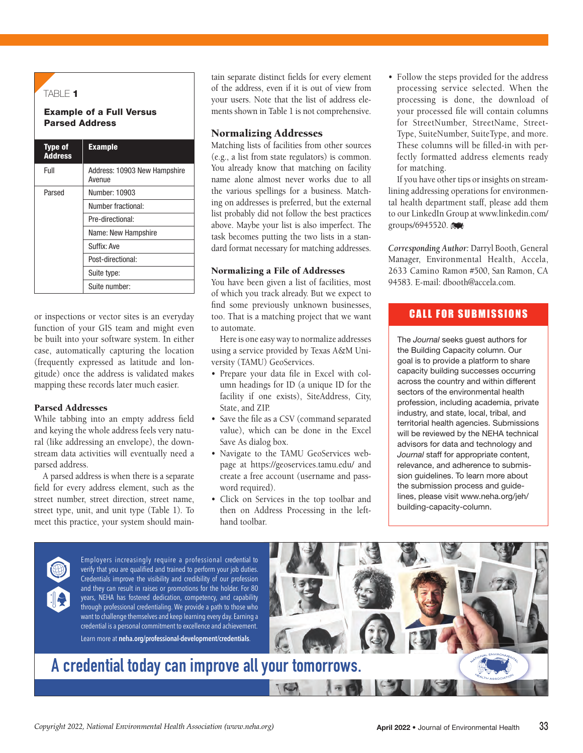TABLE 1

**Example of a Full Versus Parsed Address**

| Type of Address | Example |
|---|---|
| Full | Address: 10903 New Hampshire Avenue |
| Parsed | Number: 10903 |
| | Number fractional: |
| | Pre-directional: |
| | Name: New Hampshire |
| | Suffix: Ave |
| | Post-directional: |
| | Suite type: |
| | Suite number: |

or inspections or vector sites is an everyday function of your GIS team and might even be built into your software system. In either case, automatically capturing the location (frequently expressed as latitude and longitude) once the address is validated makes mapping these records later much easier.

### Parsed Addresses

While tabbing into an empty address field and keying the whole address feels very natural (like addressing an envelope), the downstream data activities will eventually need a parsed address.

A parsed address is when there is a separate field for every address element, such as the street number, street direction, street name, street type, unit, and unit type (Table 1). To meet this practice, your system should maintain separate distinct fields for every element of the address, even if it is out of view from your users. Note that the list of address elements shown in Table 1 is not comprehensive.

## Normalizing Addresses

Matching lists of facilities from other sources (e.g., a list from state regulators) is common. You already know that matching on facility name alone almost never works due to all the various spellings for a business. Matching on addresses is preferred, but the external list probably did not follow the best practices above. Maybe your list is also imperfect. The task becomes putting the two lists in a standard format necessary for matching addresses.

### Normalizing a File of Addresses

You have been given a list of facilities, most of which you track already. But we expect to find some previously unknown businesses, too. That is a matching project that we want to automate.

Here is one easy way to normalize addresses using a service provided by Texas A&M University (TAMU) GeoServices.

- Prepare your data file in Excel with column headings for ID (a unique ID for the facility if one exists), SiteAddress, City, State, and ZIP.
- Save the file as a CSV (command separated value), which can be done in the Excel Save As dialog box.
- Navigate to the TAMU GeoServices webpage at https://geoservices.tamu.edu/ and create a free account (username and password required).
- Click on Services in the top toolbar and then on Address Processing in the left-hand toolbar.
- Follow the steps provided for the address processing service selected. When the processing is done, the download of your processed file will contain columns for StreetNumber, StreetName, StreetType, SuiteNumber, SuiteType, and more. These columns will be filled-in with perfectly formatted address elements ready for matching.

If you have other tips or insights on streamlining addressing operations for environmental health department staff, please add them to our LinkedIn Group at www.linkedin.com/groups/6945520.

*Corresponding Author:* Darryl Booth, General Manager, Environmental Health, Accela, 2633 Camino Ramon #500, San Ramon, CA 94583. E-mail: dbooth@accela.com.

**CALL FOR SUBMISSIONS**

The *Journal* seeks guest authors for the Building Capacity column. Our goal is to provide a platform to share capacity building successes occurring across the country and within different sectors of the environmental health profession, including academia, private industry, and state, local, tribal, and territorial health agencies. Submissions will be reviewed by the NEHA technical advisors for data and technology and *Journal* staff for appropriate content, relevance, and adherence to submission guidelines. To learn more about the submission process and guidelines, please visit www.neha.org/jeh/building-capacity-column.

Employers increasingly require a professional credential to verify that you are qualified and trained to perform your job duties. Credentials improve the visibility and credibility of our profession and they can result in raises or promotions for the holder. For 80 years, NEHA has fostered dedication, competency, and capability through professional credentialing. We provide a path to those who want to challenge themselves and keep learning every day. Earning a credential is a personal commitment to excellence and achievement.

Learn more at **neha.org/professional-development/credentials**.

**A credential today can improve all your tomorrows.**

*Copyright 2022, National Environmental Health Association (www.neha.org)*